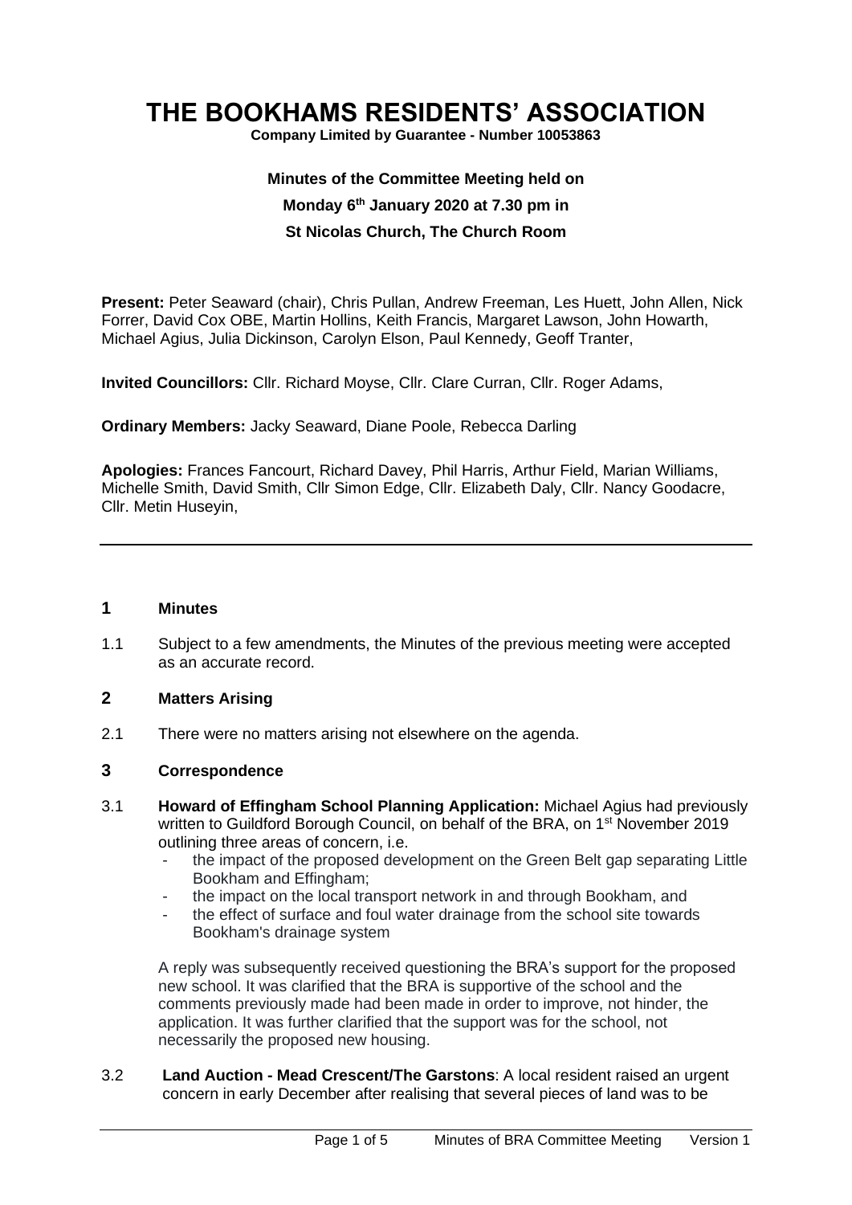# THE BOOKHAMS RESIDENTS' ASSOCIATION

**Company Limited by Guarantee - Number 10053863**

**Minutes of the Committee Meeting held on**

**Monday 6th January 2020 at 7.30 pm in**

**St Nicolas Church, The Church Room**

**Present:** Peter Seaward (chair), Chris Pullan, Andrew Freeman, Les Huett, John Allen, Nick Forrer, David Cox OBE, Martin Hollins, Keith Francis, Margaret Lawson, John Howarth, Michael Agius, Julia Dickinson, Carolyn Elson, Paul Kennedy, Geoff Tranter,

**Invited Councillors:** Cllr. Richard Moyse, Cllr. Clare Curran, Cllr. Roger Adams,

**Ordinary Members:** Jacky Seaward, Diane Poole, Rebecca Darling

**Apologies:** Frances Fancourt, Richard Davey, Phil Harris, Arthur Field, Marian Williams, Michelle Smith, David Smith, Cllr Simon Edge, Cllr. Elizabeth Daly, Cllr. Nancy Goodacre, Cllr. Metin Huseyin,

---

## 1 Minutes

1.1 Subject to a few amendments, the Minutes of the previous meeting were accepted as an accurate record.

## 2 Matters Arising

2.1 There were no matters arising not elsewhere on the agenda.

## 3 Correspondence

3.1 **Howard of Effingham School Planning Application:** Michael Agius had previously written to Guildford Borough Council, on behalf of the BRA, on 1st November 2019 outlining three areas of concern, i.e.

- the impact of the proposed development on the Green Belt gap separating Little Bookham and Effingham;
- the impact on the local transport network in and through Bookham, and
- the effect of surface and foul water drainage from the school site towards Bookham's drainage system

A reply was subsequently received questioning the BRA's support for the proposed new school. It was clarified that the BRA is supportive of the school and the comments previously made had been made in order to improve, not hinder, the application. It was further clarified that the support was for the school, not necessarily the proposed new housing.

3.2 **Land Auction - Mead Crescent/The Garstons**: A local resident raised an urgent concern in early December after realising that several pieces of land was to be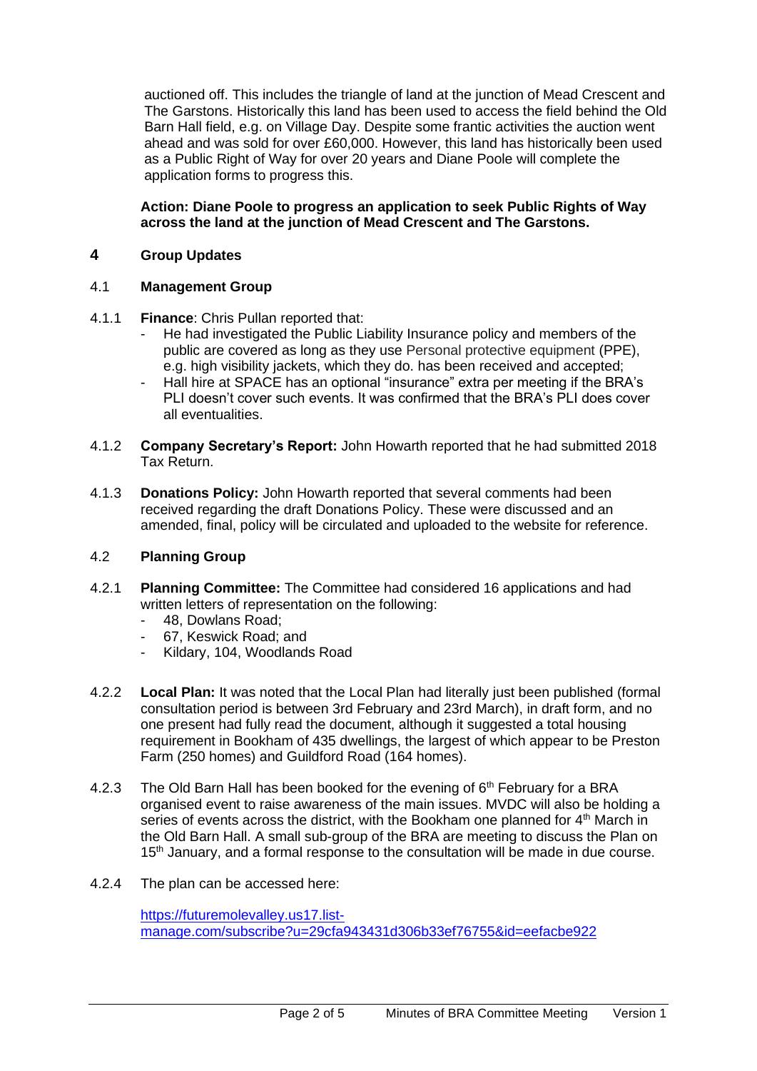auctioned off. This includes the triangle of land at the junction of Mead Crescent and The Garstons. Historically this land has been used to access the field behind the Old Barn Hall field, e.g. on Village Day. Despite some frantic activities the auction went ahead and was sold for over £60,000. However, this land has historically been used as a Public Right of Way for over 20 years and Diane Poole will complete the application forms to progress this.

**Action: Diane Poole to progress an application to seek Public Rights of Way across the land at the junction of Mead Crescent and The Garstons.**

## 4 Group Updates

### 4.1 Management Group

4.1.1 **Finance**: Chris Pullan reported that:

- He had investigated the Public Liability Insurance policy and members of the public are covered as long as they use Personal protective equipment (PPE), e.g. high visibility jackets, which they do. has been received and accepted;
- Hall hire at SPACE has an optional "insurance" extra per meeting if the BRA's PLI doesn't cover such events. It was confirmed that the BRA's PLI does cover all eventualities.

4.1.2 **Company Secretary's Report:** John Howarth reported that he had submitted 2018 Tax Return.

4.1.3 **Donations Policy:** John Howarth reported that several comments had been received regarding the draft Donations Policy. These were discussed and an amended, final, policy will be circulated and uploaded to the website for reference.

### 4.2 Planning Group

4.2.1 **Planning Committee:** The Committee had considered 16 applications and had written letters of representation on the following:

- 48, Dowlans Road;
- 67, Keswick Road; and
- Kildary, 104, Woodlands Road

4.2.2 **Local Plan:** It was noted that the Local Plan had literally just been published (formal consultation period is between 3rd February and 23rd March), in draft form, and no one present had fully read the document, although it suggested a total housing requirement in Bookham of 435 dwellings, the largest of which appear to be Preston Farm (250 homes) and Guildford Road (164 homes).

4.2.3 The Old Barn Hall has been booked for the evening of 6th February for a BRA organised event to raise awareness of the main issues. MVDC will also be holding a series of events across the district, with the Bookham one planned for 4th March in the Old Barn Hall. A small sub-group of the BRA are meeting to discuss the Plan on 15th January, and a formal response to the consultation will be made in due course.

4.2.4 The plan can be accessed here:

https://futuremolevalley.us17.list-manage.com/subscribe?u=29cfa943431d306b33ef76755&id=eefacbe922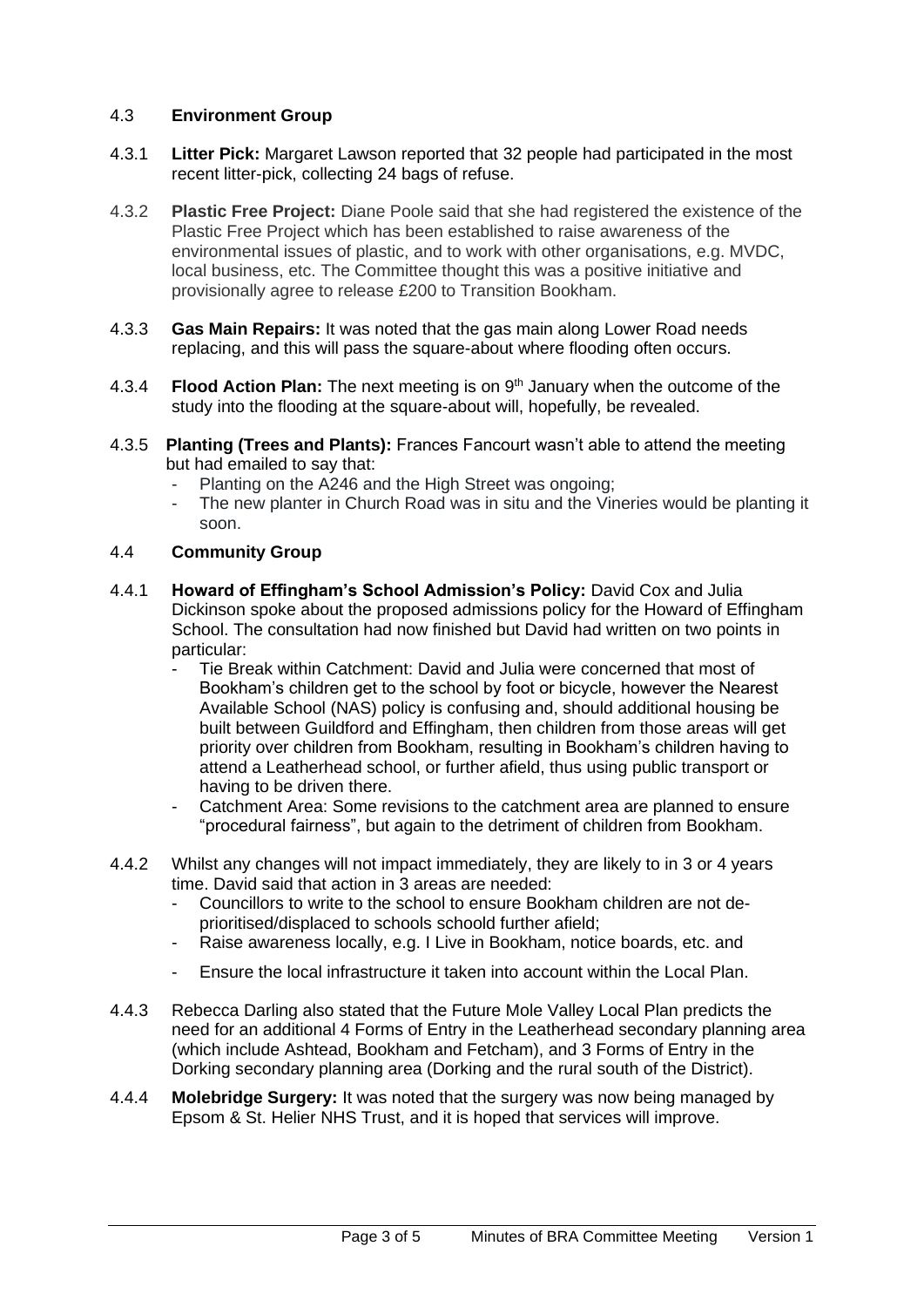### 4.3 Environment Group

4.3.1 **Litter Pick:** Margaret Lawson reported that 32 people had participated in the most recent litter-pick, collecting 24 bags of refuse.

4.3.2 **Plastic Free Project:** Diane Poole said that she had registered the existence of the Plastic Free Project which has been established to raise awareness of the environmental issues of plastic, and to work with other organisations, e.g. MVDC, local business, etc. The Committee thought this was a positive initiative and provisionally agree to release £200 to Transition Bookham.

4.3.3 **Gas Main Repairs:** It was noted that the gas main along Lower Road needs replacing, and this will pass the square-about where flooding often occurs.

4.3.4 **Flood Action Plan:** The next meeting is on 9th January when the outcome of the study into the flooding at the square-about will, hopefully, be revealed.

4.3.5 **Planting (Trees and Plants):** Frances Fancourt wasn't able to attend the meeting but had emailed to say that:

- Planting on the A246 and the High Street was ongoing;
- The new planter in Church Road was in situ and the Vineries would be planting it soon.

### 4.4 Community Group

4.4.1 **Howard of Effingham's School Admission's Policy:** David Cox and Julia Dickinson spoke about the proposed admissions policy for the Howard of Effingham School. The consultation had now finished but David had written on two points in particular:

- Tie Break within Catchment: David and Julia were concerned that most of Bookham's children get to the school by foot or bicycle, however the Nearest Available School (NAS) policy is confusing and, should additional housing be built between Guildford and Effingham, then children from those areas will get priority over children from Bookham, resulting in Bookham's children having to attend a Leatherhead school, or further afield, thus using public transport or having to be driven there.
- Catchment Area: Some revisions to the catchment area are planned to ensure "procedural fairness", but again to the detriment of children from Bookham.

4.4.2 Whilst any changes will not impact immediately, they are likely to in 3 or 4 years time. David said that action in 3 areas are needed:

- Councillors to write to the school to ensure Bookham children are not de-prioritised/displaced to schools schoold further afield;
- Raise awareness locally, e.g. I Live in Bookham, notice boards, etc. and
- Ensure the local infrastructure it taken into account within the Local Plan.

4.4.3 Rebecca Darling also stated that the Future Mole Valley Local Plan predicts the need for an additional 4 Forms of Entry in the Leatherhead secondary planning area (which include Ashtead, Bookham and Fetcham), and 3 Forms of Entry in the Dorking secondary planning area (Dorking and the rural south of the District).

4.4.4 **Molebridge Surgery:** It was noted that the surgery was now being managed by Epsom & St. Helier NHS Trust, and it is hoped that services will improve.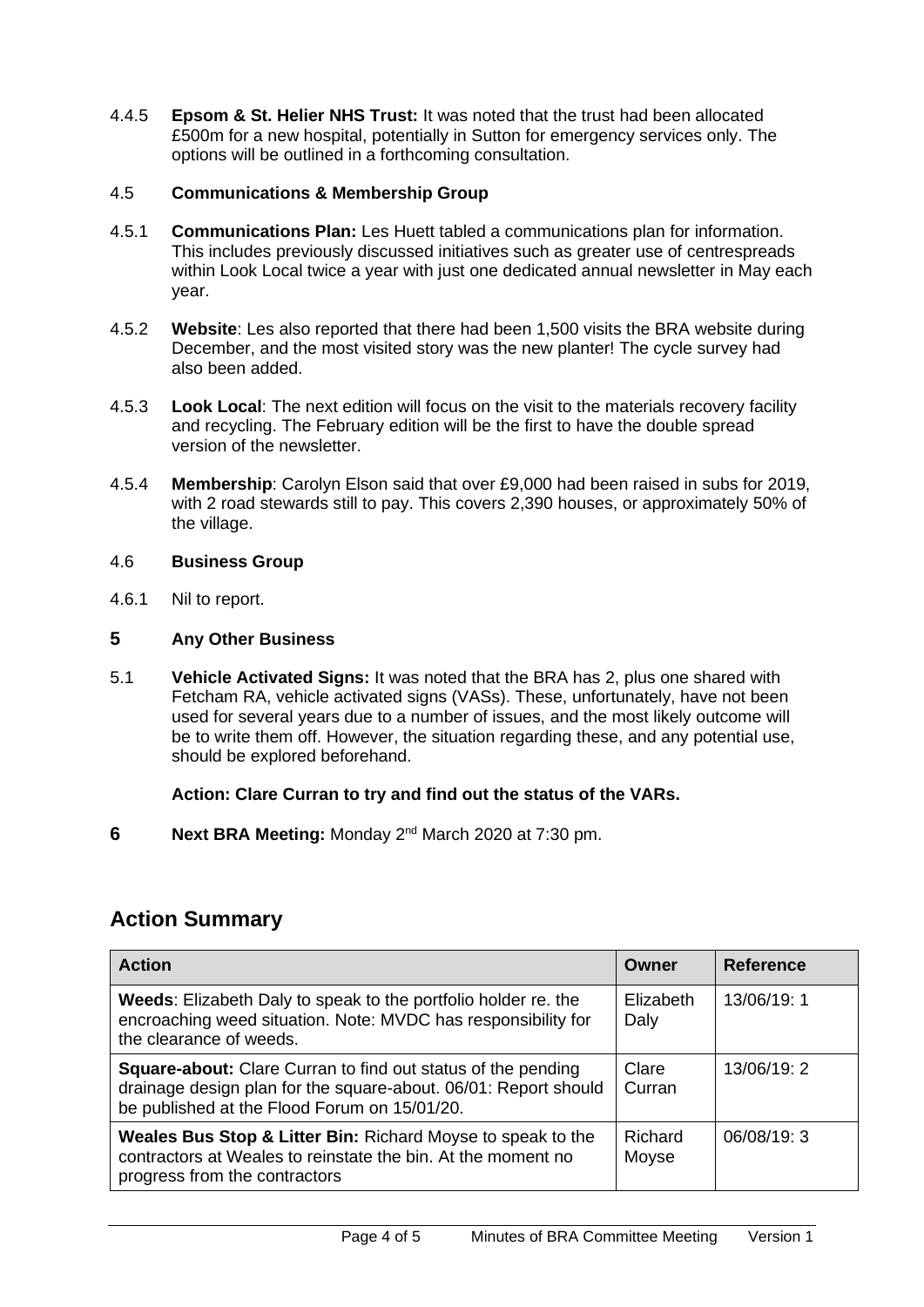4.4.5 **Epsom & St. Helier NHS Trust:** It was noted that the trust had been allocated £500m for a new hospital, potentially in Sutton for emergency services only. The options will be outlined in a forthcoming consultation.

4.5 **Communications & Membership Group**

4.5.1 **Communications Plan:** Les Huett tabled a communications plan for information. This includes previously discussed initiatives such as greater use of centrespreads within Look Local twice a year with just one dedicated annual newsletter in May each year.

4.5.2 **Website**: Les also reported that there had been 1,500 visits the BRA website during December, and the most visited story was the new planter! The cycle survey had also been added.

4.5.3 **Look Local**: The next edition will focus on the visit to the materials recovery facility and recycling. The February edition will be the first to have the double spread version of the newsletter.

4.5.4 **Membership**: Carolyn Elson said that over £9,000 had been raised in subs for 2019, with 2 road stewards still to pay. This covers 2,390 houses, or approximately 50% of the village.

4.6 **Business Group**

4.6.1 Nil to report.

## 5 Any Other Business

5.1 **Vehicle Activated Signs:** It was noted that the BRA has 2, plus one shared with Fetcham RA, vehicle activated signs (VASs). These, unfortunately, have not been used for several years due to a number of issues, and the most likely outcome will be to write them off. However, the situation regarding these, and any potential use, should be explored beforehand.

**Action: Clare Curran to try and find out the status of the VARs.**

## 6 Next BRA Meeting: Monday 2nd March 2020 at 7:30 pm.

## Action Summary

| Action | Owner | Reference |
|---|---|---|
| **Weeds**: Elizabeth Daly to speak to the portfolio holder re. the encroaching weed situation. Note: MVDC has responsibility for the clearance of weeds. | Elizabeth Daly | 13/06/19: 1 |
| **Square-about:** Clare Curran to find out status of the pending drainage design plan for the square-about. 06/01: Report should be published at the Flood Forum on 15/01/20. | Clare Curran | 13/06/19: 2 |
| **Weales Bus Stop & Litter Bin:** Richard Moyse to speak to the contractors at Weales to reinstate the bin. At the moment no progress from the contractors | Richard Moyse | 06/08/19: 3 |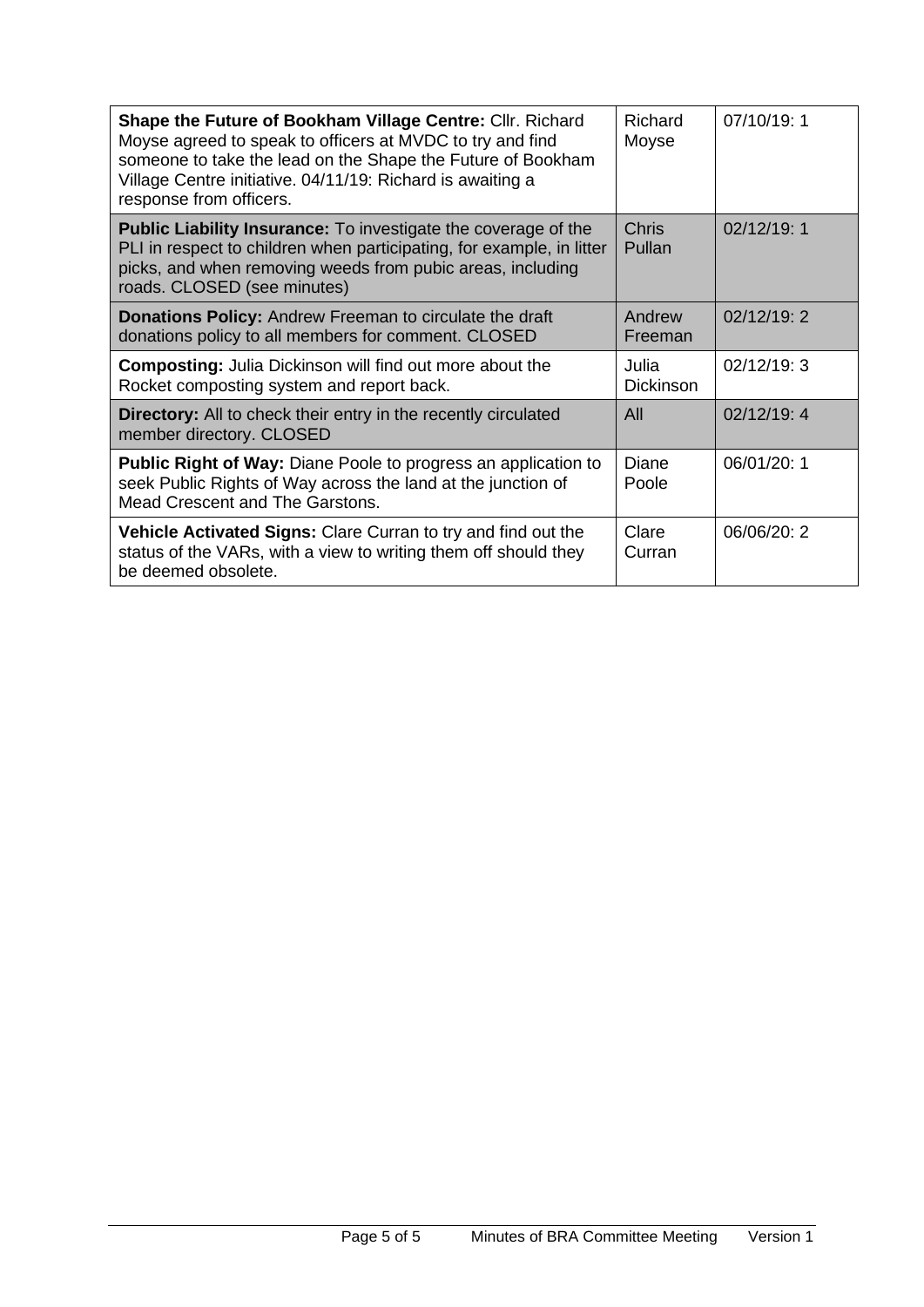| | | |
|---|---|---|
| **Shape the Future of Bookham Village Centre:** Cllr. Richard Moyse agreed to speak to officers at MVDC to try and find someone to take the lead on the Shape the Future of Bookham Village Centre initiative. 04/11/19: Richard is awaiting a response from officers. | Richard Moyse | 07/10/19: 1 |
| **Public Liability Insurance:** To investigate the coverage of the PLI in respect to children when participating, for example, in litter picks, and when removing weeds from pubic areas, including roads. CLOSED (see minutes) | Chris Pullan | 02/12/19: 1 |
| **Donations Policy:** Andrew Freeman to circulate the draft donations policy to all members for comment. CLOSED | Andrew Freeman | 02/12/19: 2 |
| **Composting:** Julia Dickinson will find out more about the Rocket composting system and report back. | Julia Dickinson | 02/12/19: 3 |
| **Directory:** All to check their entry in the recently circulated member directory. CLOSED | All | 02/12/19: 4 |
| **Public Right of Way:** Diane Poole to progress an application to seek Public Rights of Way across the land at the junction of Mead Crescent and The Garstons. | Diane Poole | 06/01/20: 1 |
| **Vehicle Activated Signs:** Clare Curran to try and find out the status of the VARs, with a view to writing them off should they be deemed obsolete. | Clare Curran | 06/06/20: 2 |